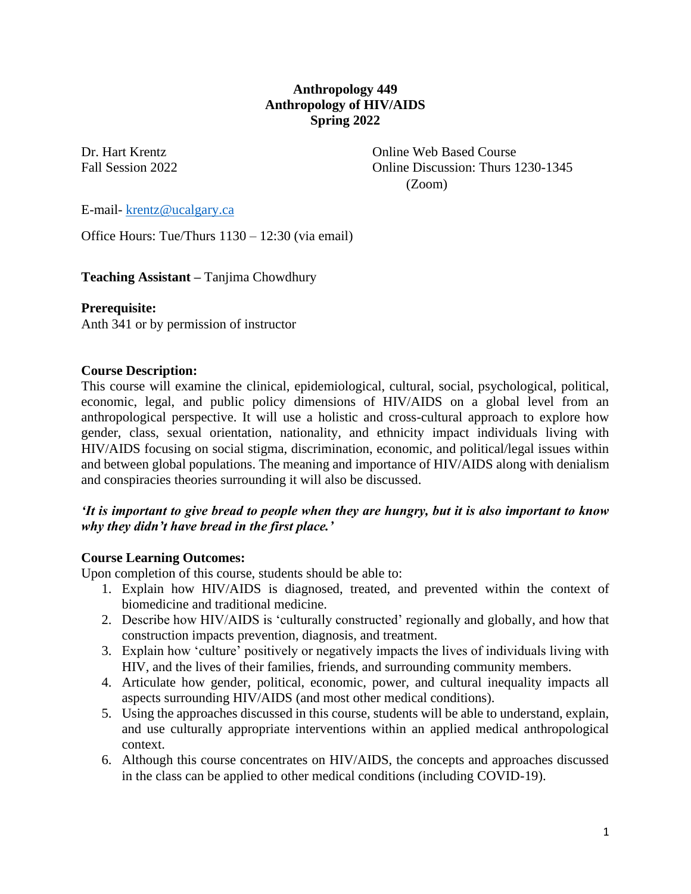# Anthropology 449
# Anthropology of HIV/AIDS
# Spring 2022

Dr. Hart Krentz
Fall Session 2022

Online Web Based Course
Online Discussion: Thurs 1230-1345 (Zoom)

E-mail- krentz@ucalgary.ca

Office Hours: Tue/Thurs 1130 – 12:30 (via email)

**Teaching Assistant –** Tanjima Chowdhury

**Prerequisite:**
Anth 341 or by permission of instructor

**Course Description:**
This course will examine the clinical, epidemiological, cultural, social, psychological, political, economic, legal, and public policy dimensions of HIV/AIDS on a global level from an anthropological perspective. It will use a holistic and cross-cultural approach to explore how gender, class, sexual orientation, nationality, and ethnicity impact individuals living with HIV/AIDS focusing on social stigma, discrimination, economic, and political/legal issues within and between global populations. The meaning and importance of HIV/AIDS along with denialism and conspiracies theories surrounding it will also be discussed.

***'It is important to give bread to people when they are hungry, but it is also important to know why they didn't have bread in the first place.'***

**Course Learning Outcomes:**
Upon completion of this course, students should be able to:

1. Explain how HIV/AIDS is diagnosed, treated, and prevented within the context of biomedicine and traditional medicine.
2. Describe how HIV/AIDS is 'culturally constructed' regionally and globally, and how that construction impacts prevention, diagnosis, and treatment.
3. Explain how 'culture' positively or negatively impacts the lives of individuals living with HIV, and the lives of their families, friends, and surrounding community members.
4. Articulate how gender, political, economic, power, and cultural inequality impacts all aspects surrounding HIV/AIDS (and most other medical conditions).
5. Using the approaches discussed in this course, students will be able to understand, explain, and use culturally appropriate interventions within an applied medical anthropological context.
6. Although this course concentrates on HIV/AIDS, the concepts and approaches discussed in the class can be applied to other medical conditions (including COVID-19).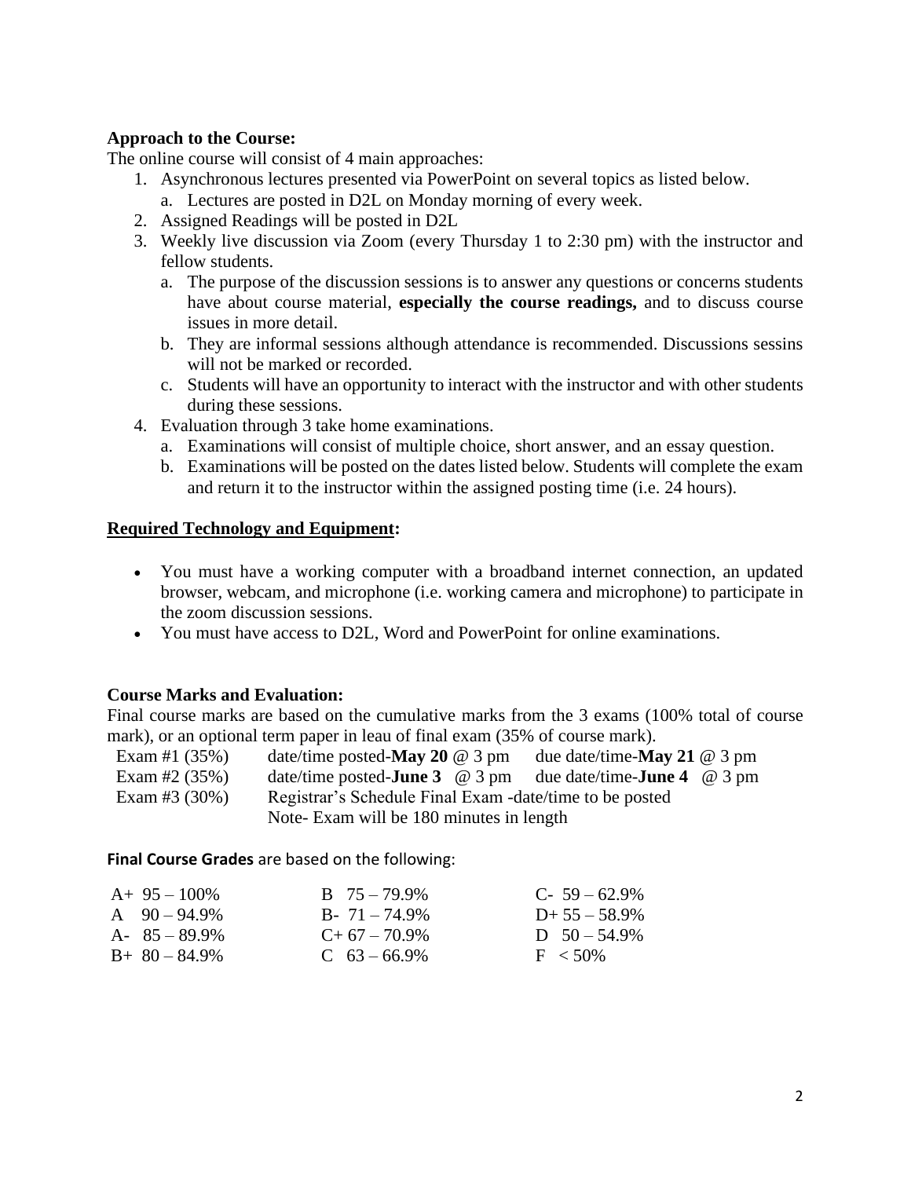**Approach to the Course:**

The online course will consist of 4 main approaches:

1. Asynchronous lectures presented via PowerPoint on several topics as listed below.
   a. Lectures are posted in D2L on Monday morning of every week.
2. Assigned Readings will be posted in D2L
3. Weekly live discussion via Zoom (every Thursday 1 to 2:30 pm) with the instructor and fellow students.
   a. The purpose of the discussion sessions is to answer any questions or concerns students have about course material, **especially the course readings,** and to discuss course issues in more detail.
   b. They are informal sessions although attendance is recommended. Discussions sessins will not be marked or recorded.
   c. Students will have an opportunity to interact with the instructor and with other students during these sessions.
4. Evaluation through 3 take home examinations.
   a. Examinations will consist of multiple choice, short answer, and an essay question.
   b. Examinations will be posted on the dates listed below. Students will complete the exam and return it to the instructor within the assigned posting time (i.e. 24 hours).

**Required Technology and Equipment:**

- You must have a working computer with a broadband internet connection, an updated browser, webcam, and microphone (i.e. working camera and microphone) to participate in the zoom discussion sessions.
- You must have access to D2L, Word and PowerPoint for online examinations.

**Course Marks and Evaluation:**

Final course marks are based on the cumulative marks from the 3 exams (100% total of course mark), or an optional term paper in leau of final exam (35% of course mark).

| | | |
|---|---|---|
| Exam #1 (35%) | date/time posted-**May 20** @ 3 pm | due date/time-**May 21** @ 3 pm |
| Exam #2 (35%) | date/time posted-**June 3** @ 3 pm | due date/time-**June 4** @ 3 pm |
| Exam #3 (30%) | Registrar's Schedule Final Exam -date/time to be posted | |
| | Note- Exam will be 180 minutes in length | |

**Final Course Grades** are based on the following:

| | | |
|---|---|---|
| A+ 95 – 100% | B 75 – 79.9% | C- 59 – 62.9% |
| A 90 – 94.9% | B- 71 – 74.9% | D+ 55 – 58.9% |
| A- 85 – 89.9% | C+ 67 – 70.9% | D 50 – 54.9% |
| B+ 80 – 84.9% | C 63 – 66.9% | F < 50% |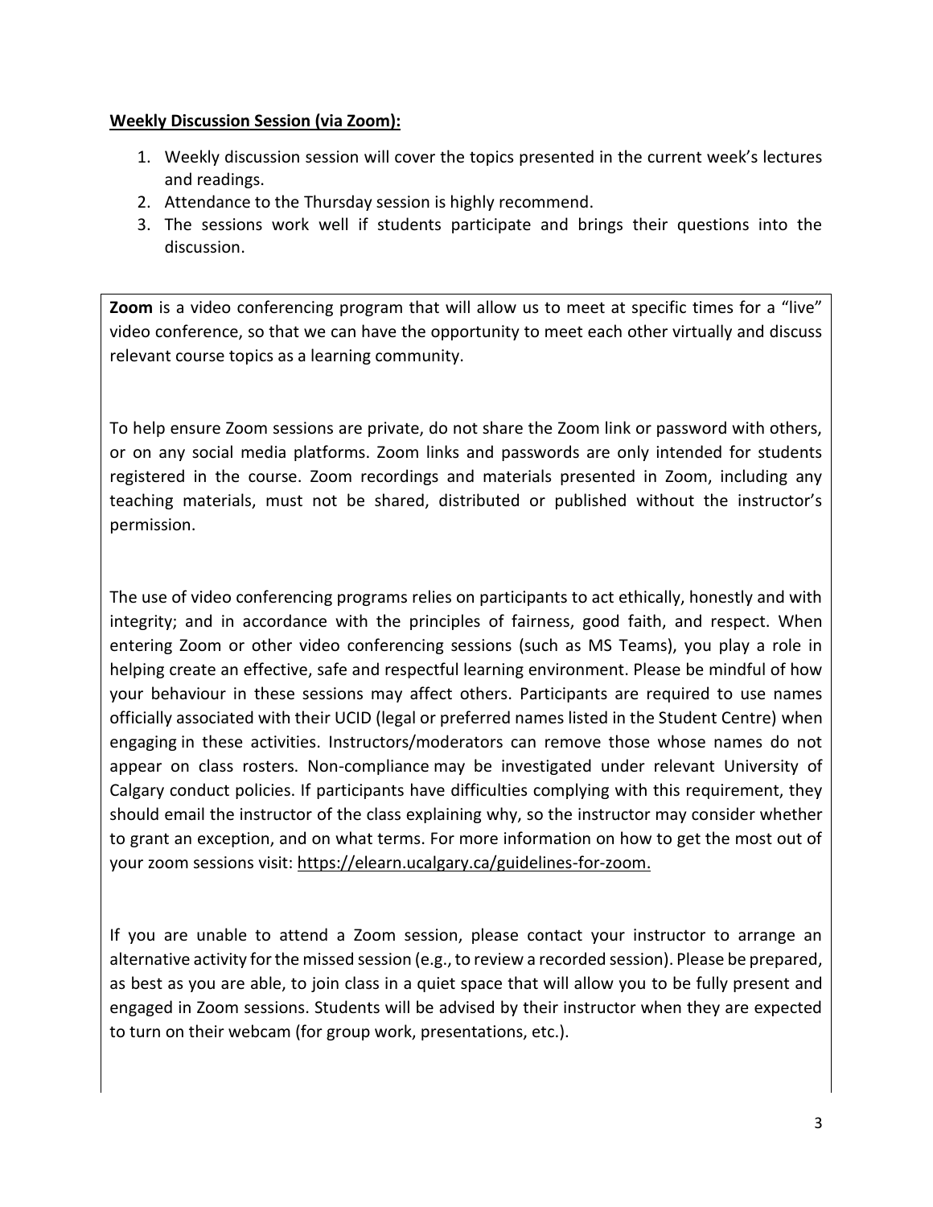**Weekly Discussion Session (via Zoom):**

1. Weekly discussion session will cover the topics presented in the current week's lectures and readings.
2. Attendance to the Thursday session is highly recommend.
3. The sessions work well if students participate and brings their questions into the discussion.

**Zoom** is a video conferencing program that will allow us to meet at specific times for a "live" video conference, so that we can have the opportunity to meet each other virtually and discuss relevant course topics as a learning community.

To help ensure Zoom sessions are private, do not share the Zoom link or password with others, or on any social media platforms. Zoom links and passwords are only intended for students registered in the course. Zoom recordings and materials presented in Zoom, including any teaching materials, must not be shared, distributed or published without the instructor's permission.

The use of video conferencing programs relies on participants to act ethically, honestly and with integrity; and in accordance with the principles of fairness, good faith, and respect. When entering Zoom or other video conferencing sessions (such as MS Teams), you play a role in helping create an effective, safe and respectful learning environment. Please be mindful of how your behaviour in these sessions may affect others. Participants are required to use names officially associated with their UCID (legal or preferred names listed in the Student Centre) when engaging in these activities. Instructors/moderators can remove those whose names do not appear on class rosters. Non-compliance may be investigated under relevant University of Calgary conduct policies. If participants have difficulties complying with this requirement, they should email the instructor of the class explaining why, so the instructor may consider whether to grant an exception, and on what terms. For more information on how to get the most out of your zoom sessions visit: https://elearn.ucalgary.ca/guidelines-for-zoom.

If you are unable to attend a Zoom session, please contact your instructor to arrange an alternative activity for the missed session (e.g., to review a recorded session). Please be prepared, as best as you are able, to join class in a quiet space that will allow you to be fully present and engaged in Zoom sessions. Students will be advised by their instructor when they are expected to turn on their webcam (for group work, presentations, etc.).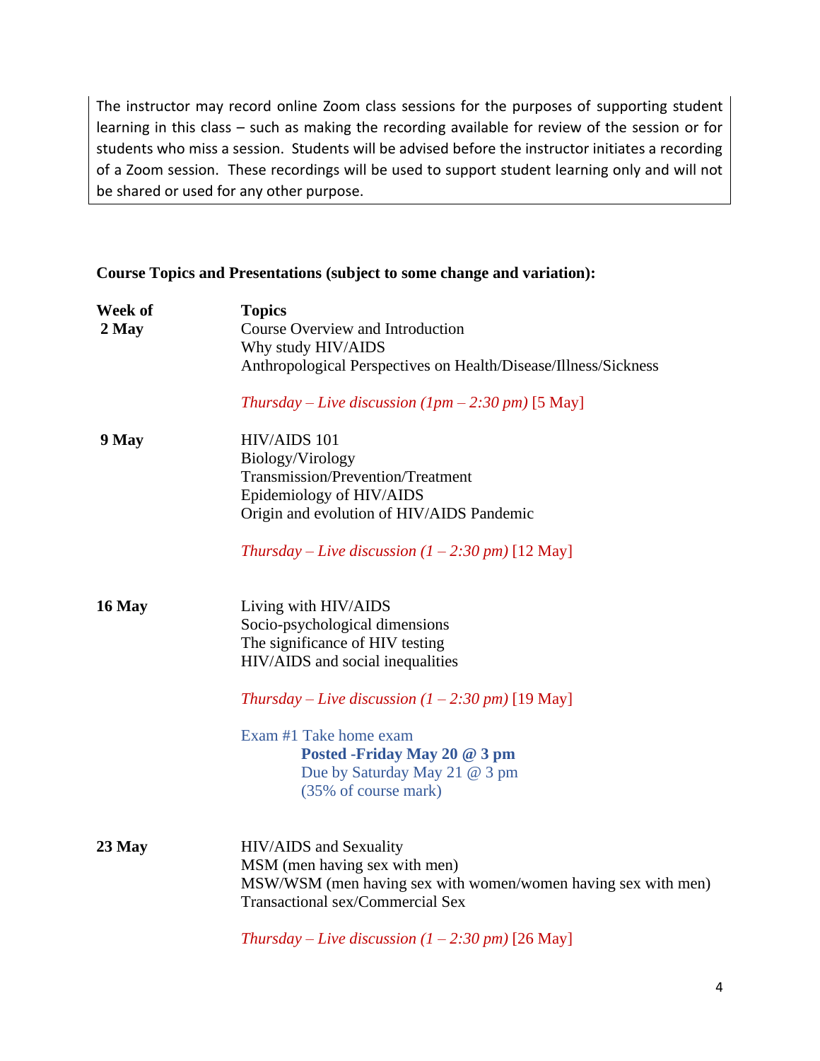The instructor may record online Zoom class sessions for the purposes of supporting student learning in this class – such as making the recording available for review of the session or for students who miss a session. Students will be advised before the instructor initiates a recording of a Zoom session. These recordings will be used to support student learning only and will not be shared or used for any other purpose.

**Course Topics and Presentations (subject to some change and variation):**

| Week of | Topics |
|---|---|
| **2 May** | Course Overview and Introduction<br>Why study HIV/AIDS<br>Anthropological Perspectives on Health/Disease/Illness/Sickness<br><br>*Thursday – Live discussion (1pm – 2:30 pm)* [5 May] |
| **9 May** | HIV/AIDS 101<br>Biology/Virology<br>Transmission/Prevention/Treatment<br>Epidemiology of HIV/AIDS<br>Origin and evolution of HIV/AIDS Pandemic<br><br>*Thursday – Live discussion (1 – 2:30 pm)* [12 May] |
| **16 May** | Living with HIV/AIDS<br>Socio-psychological dimensions<br>The significance of HIV testing<br>HIV/AIDS and social inequalities<br><br>*Thursday – Live discussion (1 – 2:30 pm)* [19 May]<br><br>Exam #1 Take home exam<br>**Posted -Friday May 20 @ 3 pm**<br>Due by Saturday May 21 @ 3 pm<br>(35% of course mark) |
| **23 May** | HIV/AIDS and Sexuality<br>MSM (men having sex with men)<br>MSW/WSM (men having sex with women/women having sex with men)<br>Transactional sex/Commercial Sex<br><br>*Thursday – Live discussion (1 – 2:30 pm)* [26 May] |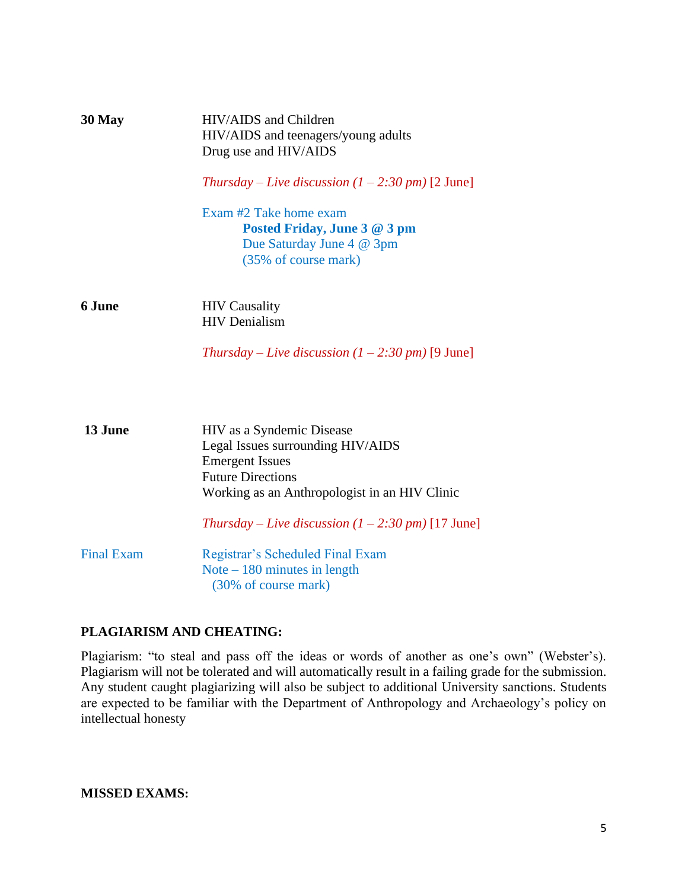**30 May**

HIV/AIDS and Children
HIV/AIDS and teenagers/young adults
Drug use and HIV/AIDS

*Thursday – Live discussion (1 – 2:30 pm)* [2 June]

Exam #2 Take home exam
**Posted Friday, June 3 @ 3 pm**
Due Saturday June 4 @ 3pm
(35% of course mark)

**6 June**

HIV Causality
HIV Denialism

*Thursday – Live discussion (1 – 2:30 pm)* [9 June]

**13 June**

HIV as a Syndemic Disease
Legal Issues surrounding HIV/AIDS
Emergent Issues
Future Directions
Working as an Anthropologist in an HIV Clinic

*Thursday – Live discussion (1 – 2:30 pm)* [17 June]

Final Exam

Registrar's Scheduled Final Exam
Note – 180 minutes in length
(30% of course mark)

**PLAGIARISM AND CHEATING:**

Plagiarism: "to steal and pass off the ideas or words of another as one's own" (Webster's). Plagiarism will not be tolerated and will automatically result in a failing grade for the submission. Any student caught plagiarizing will also be subject to additional University sanctions. Students are expected to be familiar with the Department of Anthropology and Archaeology's policy on intellectual honesty

**MISSED EXAMS:**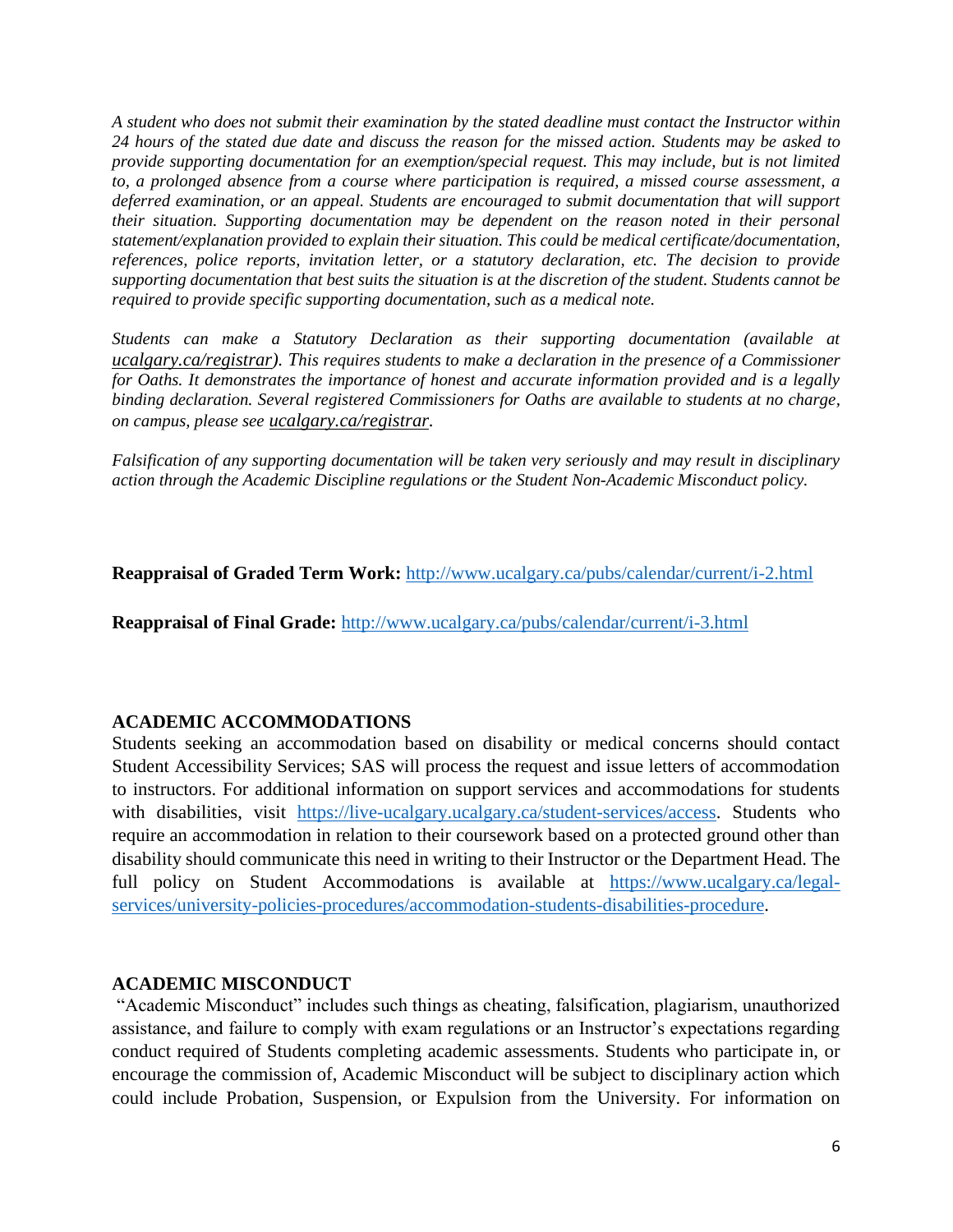*A student who does not submit their examination by the stated deadline must contact the Instructor within 24 hours of the stated due date and discuss the reason for the missed action. Students may be asked to provide supporting documentation for an exemption/special request. This may include, but is not limited to, a prolonged absence from a course where participation is required, a missed course assessment, a deferred examination, or an appeal. Students are encouraged to submit documentation that will support their situation. Supporting documentation may be dependent on the reason noted in their personal statement/explanation provided to explain their situation. This could be medical certificate/documentation, references, police reports, invitation letter, or a statutory declaration, etc. The decision to provide supporting documentation that best suits the situation is at the discretion of the student. Students cannot be required to provide specific supporting documentation, such as a medical note.*

*Students can make a Statutory Declaration as their supporting documentation (available at ucalgary.ca/registrar). This requires students to make a declaration in the presence of a Commissioner for Oaths. It demonstrates the importance of honest and accurate information provided and is a legally binding declaration. Several registered Commissioners for Oaths are available to students at no charge, on campus, please see ucalgary.ca/registrar.*

*Falsification of any supporting documentation will be taken very seriously and may result in disciplinary action through the Academic Discipline regulations or the Student Non-Academic Misconduct policy.*

**Reappraisal of Graded Term Work:** http://www.ucalgary.ca/pubs/calendar/current/i-2.html

**Reappraisal of Final Grade:** http://www.ucalgary.ca/pubs/calendar/current/i-3.html

## ACADEMIC ACCOMMODATIONS

Students seeking an accommodation based on disability or medical concerns should contact Student Accessibility Services; SAS will process the request and issue letters of accommodation to instructors. For additional information on support services and accommodations for students with disabilities, visit https://live-ucalgary.ucalgary.ca/student-services/access. Students who require an accommodation in relation to their coursework based on a protected ground other than disability should communicate this need in writing to their Instructor or the Department Head. The full policy on Student Accommodations is available at https://www.ucalgary.ca/legal-services/university-policies-procedures/accommodation-students-disabilities-procedure.

## ACADEMIC MISCONDUCT

"Academic Misconduct" includes such things as cheating, falsification, plagiarism, unauthorized assistance, and failure to comply with exam regulations or an Instructor's expectations regarding conduct required of Students completing academic assessments. Students who participate in, or encourage the commission of, Academic Misconduct will be subject to disciplinary action which could include Probation, Suspension, or Expulsion from the University. For information on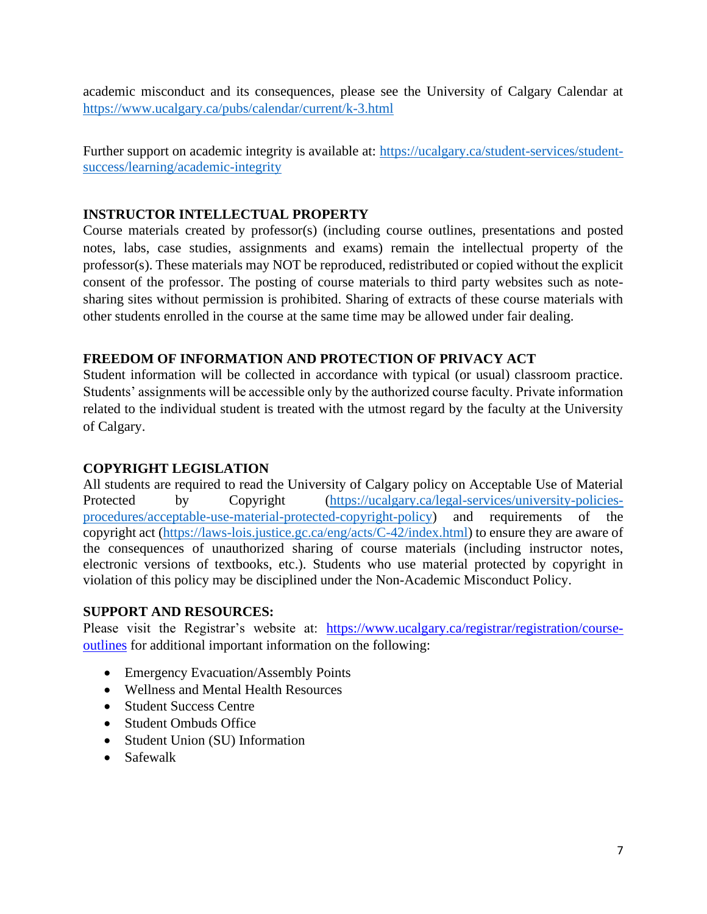academic misconduct and its consequences, please see the University of Calgary Calendar at https://www.ucalgary.ca/pubs/calendar/current/k-3.html

Further support on academic integrity is available at: https://ucalgary.ca/student-services/student-success/learning/academic-integrity

## INSTRUCTOR INTELLECTUAL PROPERTY

Course materials created by professor(s) (including course outlines, presentations and posted notes, labs, case studies, assignments and exams) remain the intellectual property of the professor(s). These materials may NOT be reproduced, redistributed or copied without the explicit consent of the professor. The posting of course materials to third party websites such as note-sharing sites without permission is prohibited. Sharing of extracts of these course materials with other students enrolled in the course at the same time may be allowed under fair dealing.

## FREEDOM OF INFORMATION AND PROTECTION OF PRIVACY ACT

Student information will be collected in accordance with typical (or usual) classroom practice. Students' assignments will be accessible only by the authorized course faculty. Private information related to the individual student is treated with the utmost regard by the faculty at the University of Calgary.

## COPYRIGHT LEGISLATION

All students are required to read the University of Calgary policy on Acceptable Use of Material Protected by Copyright (https://ucalgary.ca/legal-services/university-policies-procedures/acceptable-use-material-protected-copyright-policy) and requirements of the copyright act (https://laws-lois.justice.gc.ca/eng/acts/C-42/index.html) to ensure they are aware of the consequences of unauthorized sharing of course materials (including instructor notes, electronic versions of textbooks, etc.). Students who use material protected by copyright in violation of this policy may be disciplined under the Non-Academic Misconduct Policy.

## SUPPORT AND RESOURCES:

Please visit the Registrar's website at: https://www.ucalgary.ca/registrar/registration/course-outlines for additional important information on the following:

- Emergency Evacuation/Assembly Points
- Wellness and Mental Health Resources
- Student Success Centre
- Student Ombuds Office
- Student Union (SU) Information
- Safewalk